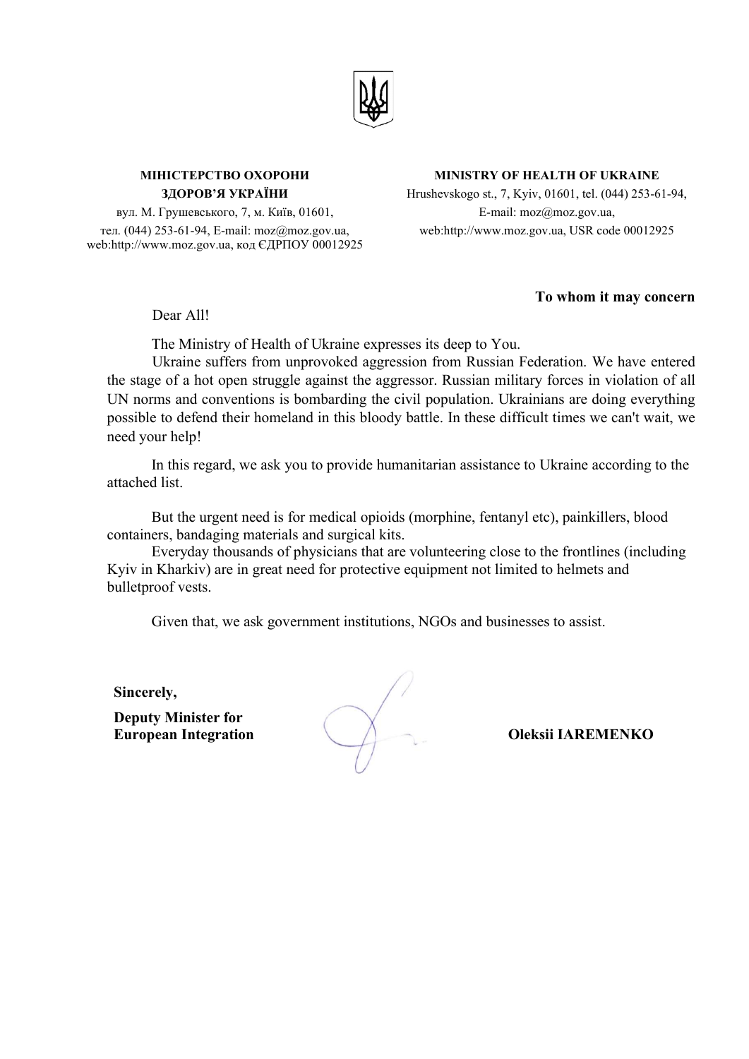**МІНІСТЕРСТВО ОХОРОНИ ЗДОРОВ'Я УКРАЇНИ**

вул. М. Грушевського, 7, м. Київ, 01601,
тел. (044) 253-61-94, E-mail: moz@moz.gov.ua,
web:http://www.moz.gov.ua, код ЄДРПОУ 00012925

**MINISTRY OF HEALTH OF UKRAINE**

Hrushevskogo st., 7, Kyiv, 01601, tel. (044) 253-61-94,
E-mail: moz@moz.gov.ua,
web:http://www.moz.gov.ua, USR code 00012925

**To whom it may concern**

Dear All!

The Ministry of Health of Ukraine expresses its deep to You.

Ukraine suffers from unprovoked aggression from Russian Federation. We have entered the stage of a hot open struggle against the aggressor. Russian military forces in violation of all UN norms and conventions is bombarding the civil population. Ukrainians are doing everything possible to defend their homeland in this bloody battle. In these difficult times we can't wait, we need your help!

In this regard, we ask you to provide humanitarian assistance to Ukraine according to the attached list.

But the urgent need is for medical opioids (morphine, fentanyl etc), painkillers, blood containers, bandaging materials and surgical kits.

Everyday thousands of physicians that are volunteering close to the frontlines (including Kyiv in Kharkiv) are in great need for protective equipment not limited to helmets and bulletproof vests.

Given that, we ask government institutions, NGOs and businesses to assist.

**Sincerely,**

**Deputy Minister for European Integration** **Oleksii IAREMENKO**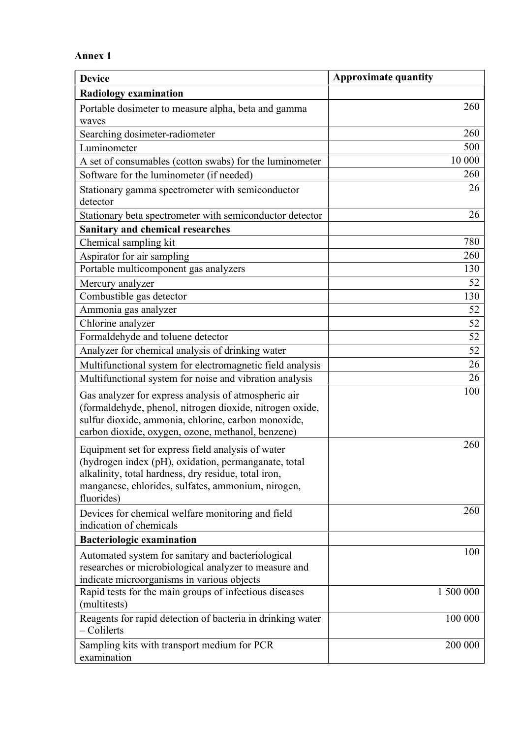**Annex 1**

| Device | Approximate quantity |
|---|---|
| **Radiology examination** | |
| Portable dosimeter to measure alpha, beta and gamma waves | 260 |
| Searching dosimeter-radiometer | 260 |
| Luminometer | 500 |
| A set of consumables (cotton swabs) for the luminometer | 10 000 |
| Software for the luminometer (if needed) | 260 |
| Stationary gamma spectrometer with semiconductor detector | 26 |
| Stationary beta spectrometer with semiconductor detector | 26 |
| **Sanitary and chemical researches** | |
| Chemical sampling kit | 780 |
| Aspirator for air sampling | 260 |
| Portable multicomponent gas analyzers | 130 |
| Mercury analyzer | 52 |
| Combustible gas detector | 130 |
| Ammonia gas analyzer | 52 |
| Chlorine analyzer | 52 |
| Formaldehyde and toluene detector | 52 |
| Analyzer for chemical analysis of drinking water | 52 |
| Multifunctional system for electromagnetic field analysis | 26 |
| Multifunctional system for noise and vibration analysis | 26 |
| Gas analyzer for express analysis of atmospheric air (formaldehyde, phenol, nitrogen dioxide, nitrogen oxide, sulfur dioxide, ammonia, chlorine, carbon monoxide, carbon dioxide, oxygen, ozone, methanol, benzene) | 100 |
| Equipment set for express field analysis of water (hydrogen index (pH), oxidation, permanganate, total alkalinity, total hardness, dry residue, total iron, manganese, chlorides, sulfates, ammonium, nirogen, fluorides) | 260 |
| Devices for chemical welfare monitoring and field indication of chemicals | 260 |
| **Bacteriologic examination** | |
| Automated system for sanitary and bacteriological researches or microbiological analyzer to measure and indicate microorganisms in various objects | 100 |
| Rapid tests for the main groups of infectious diseases (multitests) | 1 500 000 |
| Reagents for rapid detection of bacteria in drinking water – Colilerts | 100 000 |
| Sampling kits with transport medium for PCR examination | 200 000 |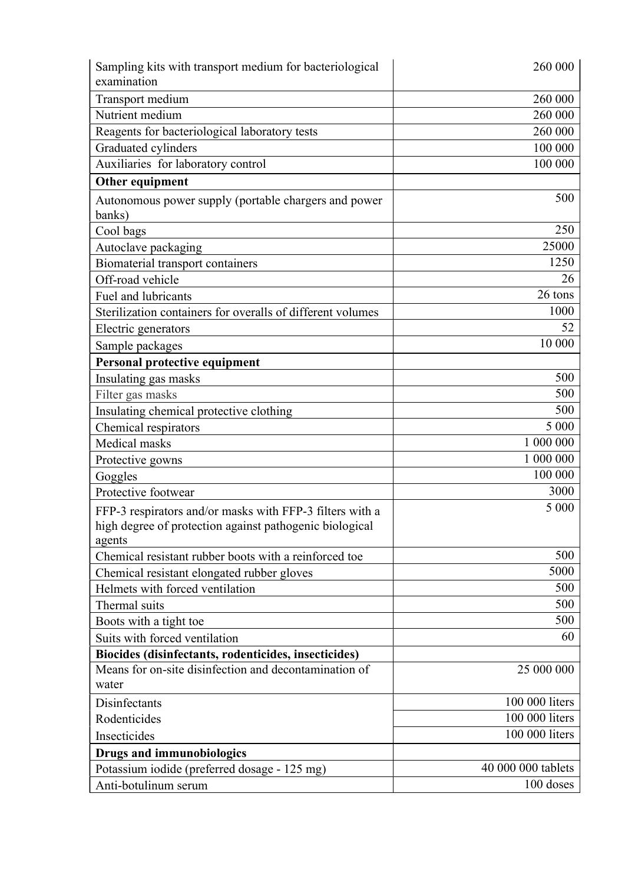| | |
|---|---|
| Sampling kits with transport medium for bacteriological examination | 260 000 |
| Transport medium | 260 000 |
| Nutrient medium | 260 000 |
| Reagents for bacteriological laboratory tests | 260 000 |
| Graduated cylinders | 100 000 |
| Auxiliaries  for laboratory control | 100 000 |
| **Other equipment** | |
| Autonomous power supply (portable chargers and power banks) | 500 |
| Cool bags | 250 |
| Autoclave packaging | 25000 |
| Biomaterial transport containers | 1250 |
| Off-road vehicle | 26 |
| Fuel and lubricants | 26 tons |
| Sterilization containers for overalls of different volumes | 1000 |
| Electric generators | 52 |
| Sample packages | 10 000 |
| **Personal protective equipment** | |
| Insulating gas masks | 500 |
| Filter gas masks | 500 |
| Insulating chemical protective clothing | 500 |
| Chemical respirators | 5 000 |
| Medical masks | 1 000 000 |
| Protective gowns | 1 000 000 |
| Goggles | 100 000 |
| Protective footwear | 3000 |
| FFP-3 respirators and/or masks with FFP-3 filters with a high degree of protection against pathogenic biological agents | 5 000 |
| Chemical resistant rubber boots with a reinforced toe | 500 |
| Chemical resistant elongated rubber gloves | 5000 |
| Helmets with forced ventilation | 500 |
| Thermal suits | 500 |
| Boots with a tight toe | 500 |
| Suits with forced ventilation | 60 |
| **Biocides (disinfectants, rodenticides, insecticides)** | |
| Means for on-site disinfection and decontamination of water | 25 000 000 |
| Disinfectants | 100 000 liters |
| Rodenticides | 100 000 liters |
| Insecticides | 100 000 liters |
| **Drugs and immunobiologics** | |
| Potassium iodide (preferred dosage - 125 mg) | 40 000 000 tablets |
| Anti-botulinum serum | 100 doses |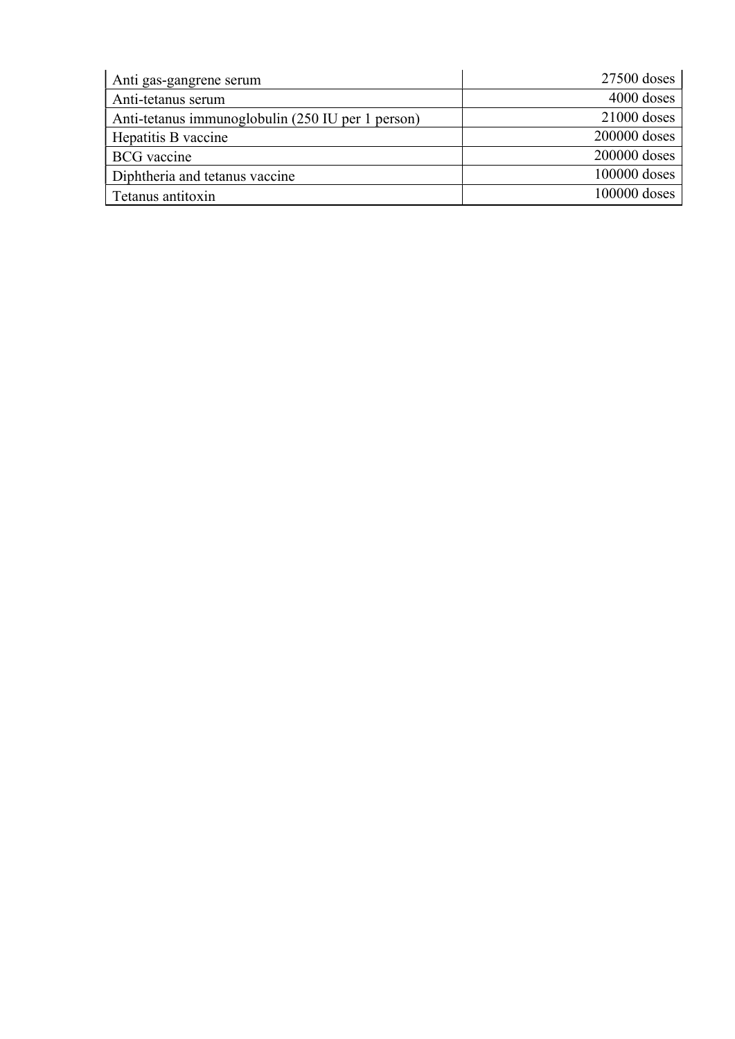| | |
|---|---|
| Anti gas-gangrene serum | 27500 doses |
| Anti-tetanus serum | 4000 doses |
| Anti-tetanus immunoglobulin (250 IU per 1 person) | 21000 doses |
| Hepatitis B vaccine | 200000 doses |
| BCG vaccine | 200000 doses |
| Diphtheria and tetanus vaccine | 100000 doses |
| Tetanus antitoxin | 100000 doses |